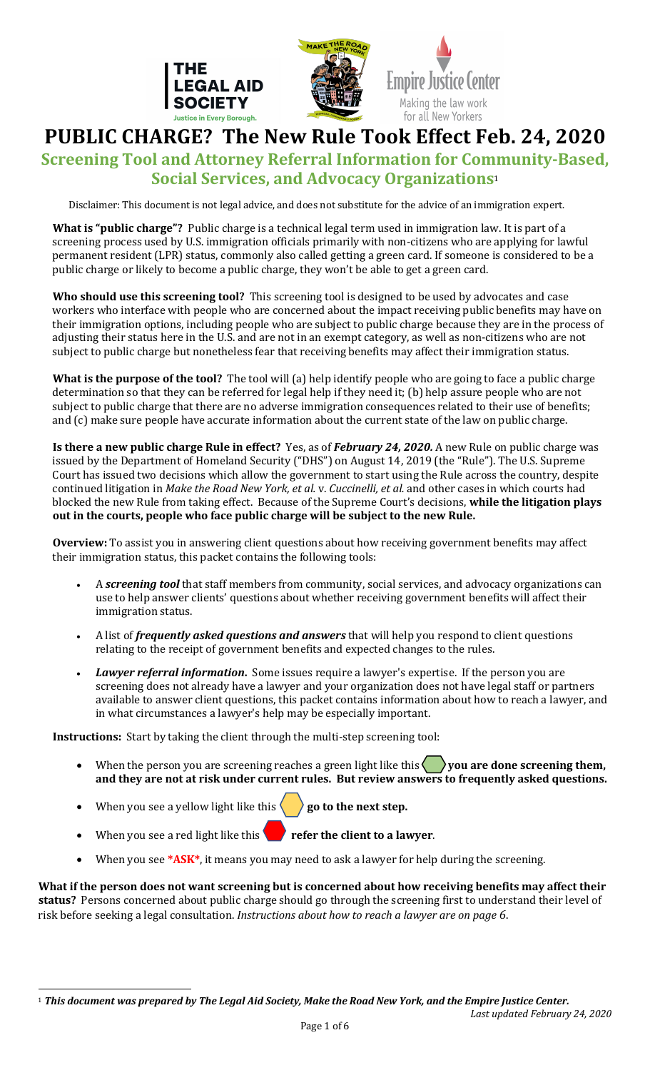# PUBLIC CHARGE? The New Rule Took Effect Feb. 24, 2020

## Screening Tool and Attorney Referral Information for Community-Based, Social Services, and Advocacy Organizations[1]

Disclaimer: This document is not legal advice, and does not substitute for the advice of an immigration expert.

**What is "public charge"?** Public charge is a technical legal term used in immigration law. It is part of a screening process used by U.S. immigration officials primarily with non-citizens who are applying for lawful permanent resident (LPR) status, commonly also called getting a green card. If someone is considered to be a public charge or likely to become a public charge, they won't be able to get a green card.

**Who should use this screening tool?** This screening tool is designed to be used by advocates and case workers who interface with people who are concerned about the impact receiving public benefits may have on their immigration options, including people who are subject to public charge because they are in the process of adjusting their status here in the U.S. and are not in an exempt category, as well as non-citizens who are not subject to public charge but nonetheless fear that receiving benefits may affect their immigration status.

**What is the purpose of the tool?** The tool will (a) help identify people who are going to face a public charge determination so that they can be referred for legal help if they need it; (b) help assure people who are not subject to public charge that there are no adverse immigration consequences related to their use of benefits; and (c) make sure people have accurate information about the current state of the law on public charge.

**Is there a new public charge Rule in effect?** Yes, as of ***February 24, 2020.*** A new Rule on public charge was issued by the Department of Homeland Security ("DHS") on August 14, 2019 (the "Rule"). The U.S. Supreme Court has issued two decisions which allow the government to start using the Rule across the country, despite continued litigation in *Make the Road New York, et al.* v. *Cuccinelli, et al.* and other cases in which courts had blocked the new Rule from taking effect. Because of the Supreme Court's decisions, **while the litigation plays out in the courts, people who face public charge will be subject to the new Rule.**

**Overview:** To assist you in answering client questions about how receiving government benefits may affect their immigration status, this packet contains the following tools:

- A ***screening tool*** that staff members from community, social services, and advocacy organizations can use to help answer clients' questions about whether receiving government benefits will affect their immigration status.
- A list of ***frequently asked questions and answers*** that will help you respond to client questions relating to the receipt of government benefits and expected changes to the rules.
- ***Lawyer referral information.*** Some issues require a lawyer's expertise. If the person you are screening does not already have a lawyer and your organization does not have legal staff or partners available to answer client questions, this packet contains information about how to reach a lawyer, and in what circumstances a lawyer's help may be especially important.

**Instructions:** Start by taking the client through the multi-step screening tool:

- When the person you are screening reaches a green light like this **you are done screening them, and they are not at risk under current rules. But review answers to frequently asked questions.**
- When you see a yellow light like this **go to the next step.**
- When you see a red light like this **refer the client to a lawyer**.
- When you see ***ASK***, it means you may need to ask a lawyer for help during the screening.

**What if the person does not want screening but is concerned about how receiving benefits may affect their status?** Persons concerned about public charge should go through the screening first to understand their level of risk before seeking a legal consultation. *Instructions about how to reach a lawyer are on page 6*.

[1] ***This document was prepared by The Legal Aid Society, Make the Road New York, and the Empire Justice Center.***

*Last updated February 24, 2020*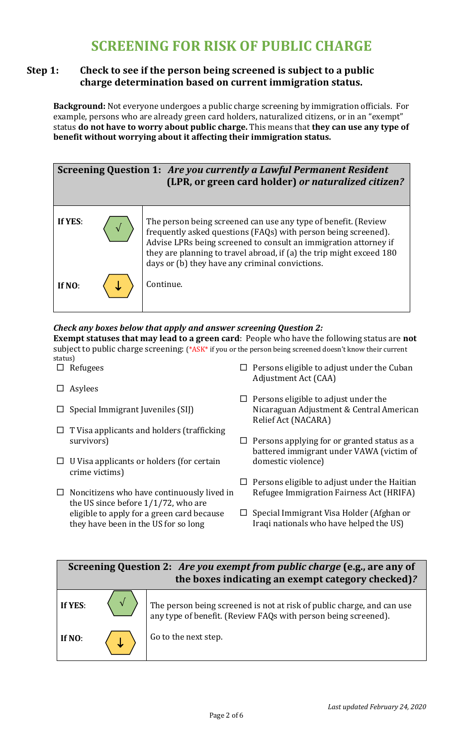# SCREENING FOR RISK OF PUBLIC CHARGE

## Step 1: Check to see if the person being screened is subject to a public charge determination based on current immigration status.

**Background:** Not everyone undergoes a public charge screening by immigration officials. For example, persons who are already green card holders, naturalized citizens, or in an "exempt" status **do not have to worry about public charge.** This means that **they can use any type of benefit without worrying about it affecting their immigration status.**

| **Screening Question 1:** ***Are you currently a Lawful Permanent Resident*** **(LPR, or green card holder)** ***or naturalized citizen?*** | | |
|---|---|---|
| **If YES**: | √ | The person being screened can use any type of benefit. (Review frequently asked questions (FAQs) with person being screened). Advise LPRs being screened to consult an immigration attorney if they are planning to travel abroad, if (a) the trip might exceed 180 days or (b) they have any criminal convictions. |
| **If NO**: | ↓ | Continue. |

***Check any boxes below that apply and answer screening Question 2:***

**Exempt statuses that may lead to a green card**: People who have the following status are **not** subject to public charge screening: (\*ASK\* if you or the person being screened doesn't know their current status)

- ☐ Refugees
- ☐ Asylees
- ☐ Special Immigrant Juveniles (SIJ)
- ☐ T Visa applicants and holders (trafficking survivors)
- ☐ U Visa applicants or holders (for certain crime victims)
- ☐ Noncitizens who have continuously lived in the US since before 1/1/72, who are eligible to apply for a green card because they have been in the US for so long
- ☐ Persons eligible to adjust under the Cuban Adjustment Act (CAA)
- ☐ Persons eligible to adjust under the Nicaraguan Adjustment & Central American Relief Act (NACARA)
- ☐ Persons applying for or granted status as a battered immigrant under VAWA (victim of domestic violence)
- ☐ Persons eligible to adjust under the Haitian Refugee Immigration Fairness Act (HRIFA)
- ☐ Special Immigrant Visa Holder (Afghan or Iraqi nationals who have helped the US)

| **Screening Question 2:** ***Are you exempt from public charge*** **(e.g., are any of the boxes indicating an exempt category checked)*?*** | | |
|---|---|---|
| **If YES**: | √ | The person being screened is not at risk of public charge, and can use any type of benefit. (Review FAQs with person being screened). |
| **If NO**: | ↓ | Go to the next step. |

*Last updated February 24, 2020*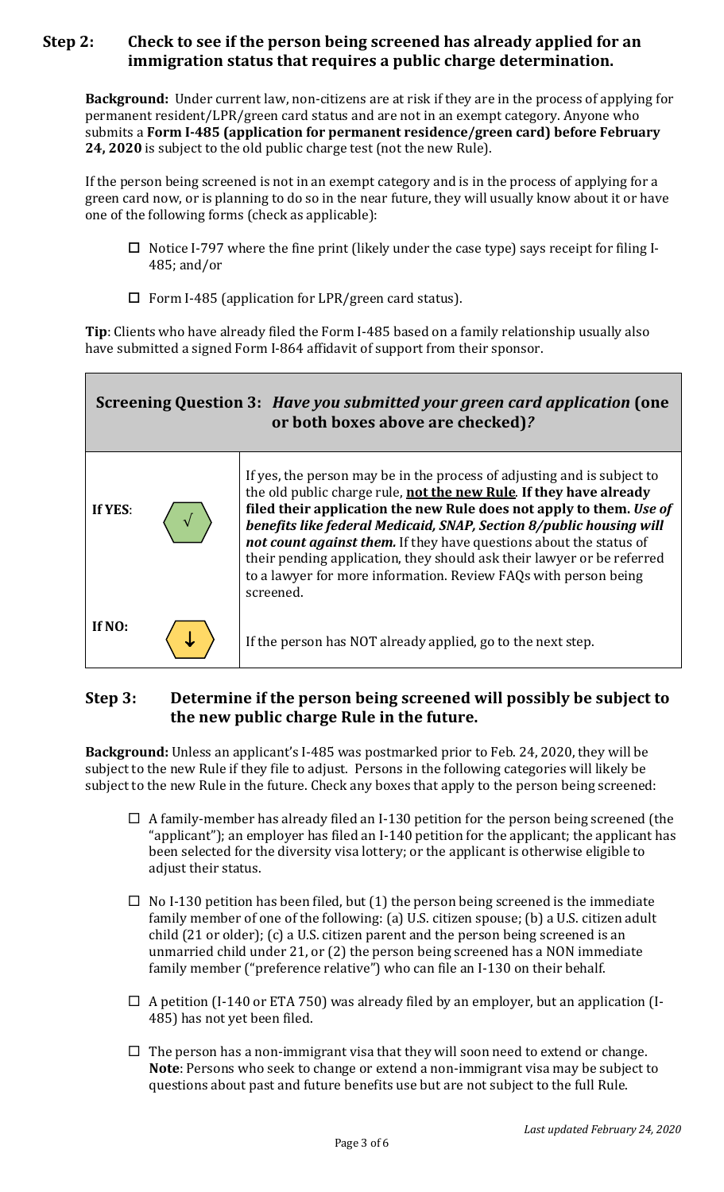## Step 2: Check to see if the person being screened has already applied for an immigration status that requires a public charge determination.

**Background:** Under current law, non-citizens are at risk if they are in the process of applying for permanent resident/LPR/green card status and are not in an exempt category. Anyone who submits a **Form I-485 (application for permanent residence/green card) before February 24, 2020** is subject to the old public charge test (not the new Rule).

If the person being screened is not in an exempt category and is in the process of applying for a green card now, or is planning to do so in the near future, they will usually know about it or have one of the following forms (check as applicable):

- ☐ Notice I-797 where the fine print (likely under the case type) says receipt for filing I-485; and/or
- ☐ Form I-485 (application for LPR/green card status).

**Tip**: Clients who have already filed the Form I-485 based on a family relationship usually also have submitted a signed Form I-864 affidavit of support from their sponsor.

| **Screening Question 3:** ***Have you submitted your green card application*** **(one or both boxes above are checked)*?*** | | |
|---|---|---|
| **If YES**: | √ | If yes, the person may be in the process of adjusting and is subject to the old public charge rule, **not the new Rule**. **If they have already filed their application the new Rule does not apply to them.** ***Use of benefits like federal Medicaid, SNAP, Section 8/public housing will not count against them.*** If they have questions about the status of their pending application, they should ask their lawyer or be referred to a lawyer for more information. Review FAQs with person being screened. |
| **If NO:** | ↓ | If the person has NOT already applied, go to the next step. |

## Step 3: Determine if the person being screened will possibly be subject to the new public charge Rule in the future.

**Background:** Unless an applicant's I-485 was postmarked prior to Feb. 24, 2020, they will be subject to the new Rule if they file to adjust. Persons in the following categories will likely be subject to the new Rule in the future. Check any boxes that apply to the person being screened:

- ☐ A family-member has already filed an I-130 petition for the person being screened (the "applicant"); an employer has filed an I-140 petition for the applicant; the applicant has been selected for the diversity visa lottery; or the applicant is otherwise eligible to adjust their status.
- ☐ No I-130 petition has been filed, but (1) the person being screened is the immediate family member of one of the following: (a) U.S. citizen spouse; (b) a U.S. citizen adult child (21 or older); (c) a U.S. citizen parent and the person being screened is an unmarried child under 21, or (2) the person being screened has a NON immediate family member ("preference relative") who can file an I-130 on their behalf.
- ☐ A petition (I-140 or ETA 750) was already filed by an employer, but an application (I-485) has not yet been filed.
- ☐ The person has a non-immigrant visa that they will soon need to extend or change. **Note**: Persons who seek to change or extend a non-immigrant visa may be subject to questions about past and future benefits use but are not subject to the full Rule.

*Last updated February 24, 2020*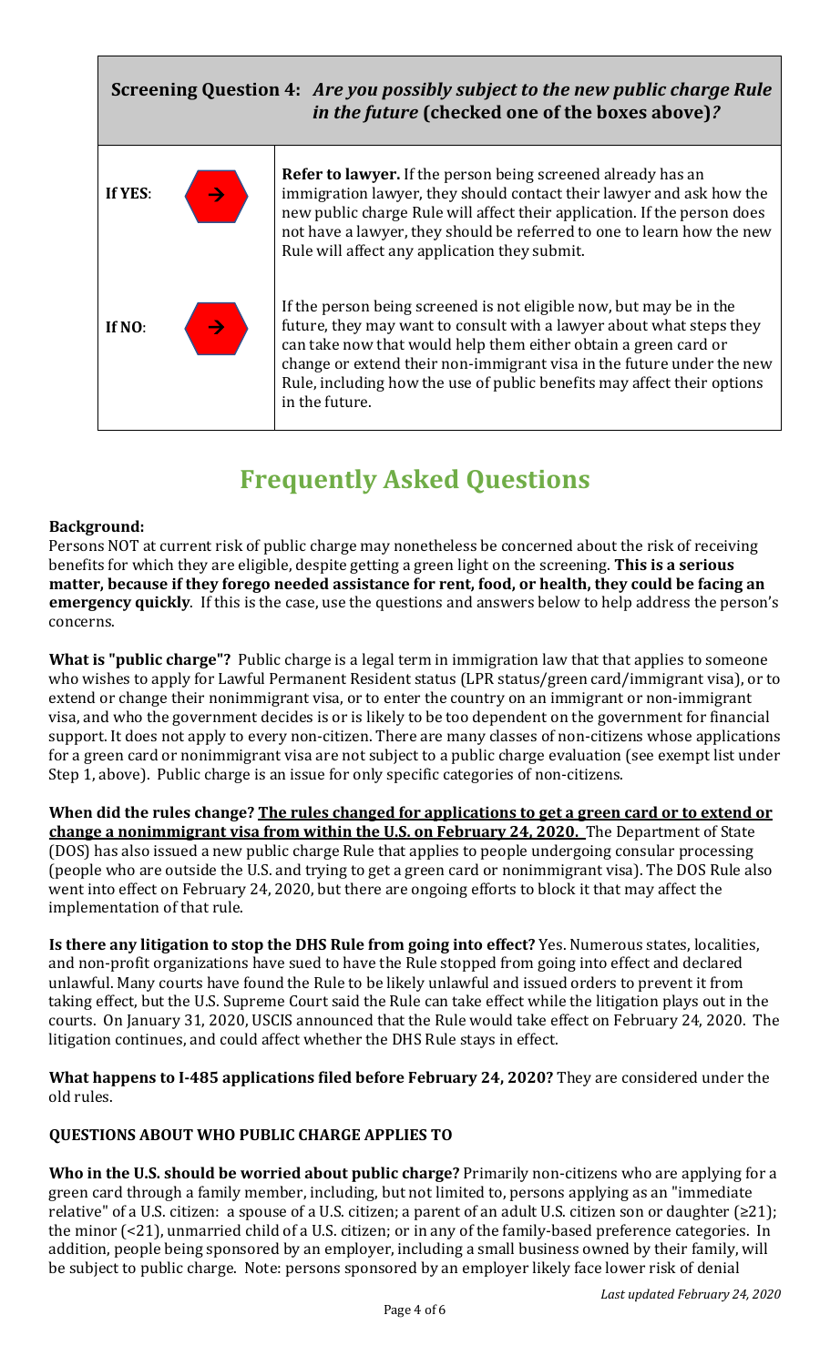| **Screening Question 4:** *Are you possibly subject to the new public charge Rule in the future* **(checked one of the boxes above)***?* | |
|---|---|
| **If YES**: → | **Refer to lawyer.** If the person being screened already has an immigration lawyer, they should contact their lawyer and ask how the new public charge Rule will affect their application. If the person does not have a lawyer, they should be referred to one to learn how the new Rule will affect any application they submit. |
| **If NO**: → | If the person being screened is not eligible now, but may be in the future, they may want to consult with a lawyer about what steps they can take now that would help them either obtain a green card or change or extend their non-immigrant visa in the future under the new Rule, including how the use of public benefits may affect their options in the future. |

# Frequently Asked Questions

**Background:**

Persons NOT at current risk of public charge may nonetheless be concerned about the risk of receiving benefits for which they are eligible, despite getting a green light on the screening. **This is a serious matter, because if they forego needed assistance for rent, food, or health, they could be facing an emergency quickly**. If this is the case, use the questions and answers below to help address the person's concerns.

**What is "public charge"?** Public charge is a legal term in immigration law that that applies to someone who wishes to apply for Lawful Permanent Resident status (LPR status/green card/immigrant visa), or to extend or change their nonimmigrant visa, or to enter the country on an immigrant or non-immigrant visa, and who the government decides is or is likely to be too dependent on the government for financial support. It does not apply to every non-citizen. There are many classes of non-citizens whose applications for a green card or nonimmigrant visa are not subject to a public charge evaluation (see exempt list under Step 1, above). Public charge is an issue for only specific categories of non-citizens.

**When did the rules change? <u>The rules changed for applications to get a green card or to extend or change a nonimmigrant visa from within the U.S. on February 24, 2020.</u>** The Department of State (DOS) has also issued a new public charge Rule that applies to people undergoing consular processing (people who are outside the U.S. and trying to get a green card or nonimmigrant visa). The DOS Rule also went into effect on February 24, 2020, but there are ongoing efforts to block it that may affect the implementation of that rule.

**Is there any litigation to stop the DHS Rule from going into effect?** Yes. Numerous states, localities, and non-profit organizations have sued to have the Rule stopped from going into effect and declared unlawful. Many courts have found the Rule to be likely unlawful and issued orders to prevent it from taking effect, but the U.S. Supreme Court said the Rule can take effect while the litigation plays out in the courts. On January 31, 2020, USCIS announced that the Rule would take effect on February 24, 2020. The litigation continues, and could affect whether the DHS Rule stays in effect.

**What happens to I-485 applications filed before February 24, 2020?** They are considered under the old rules.

**QUESTIONS ABOUT WHO PUBLIC CHARGE APPLIES TO**

**Who in the U.S. should be worried about public charge?** Primarily non-citizens who are applying for a green card through a family member, including, but not limited to, persons applying as an "immediate relative" of a U.S. citizen: a spouse of a U.S. citizen; a parent of an adult U.S. citizen son or daughter (≥21); the minor (<21), unmarried child of a U.S. citizen; or in any of the family-based preference categories. In addition, people being sponsored by an employer, including a small business owned by their family, will be subject to public charge. Note: persons sponsored by an employer likely face lower risk of denial

*Last updated February 24, 2020*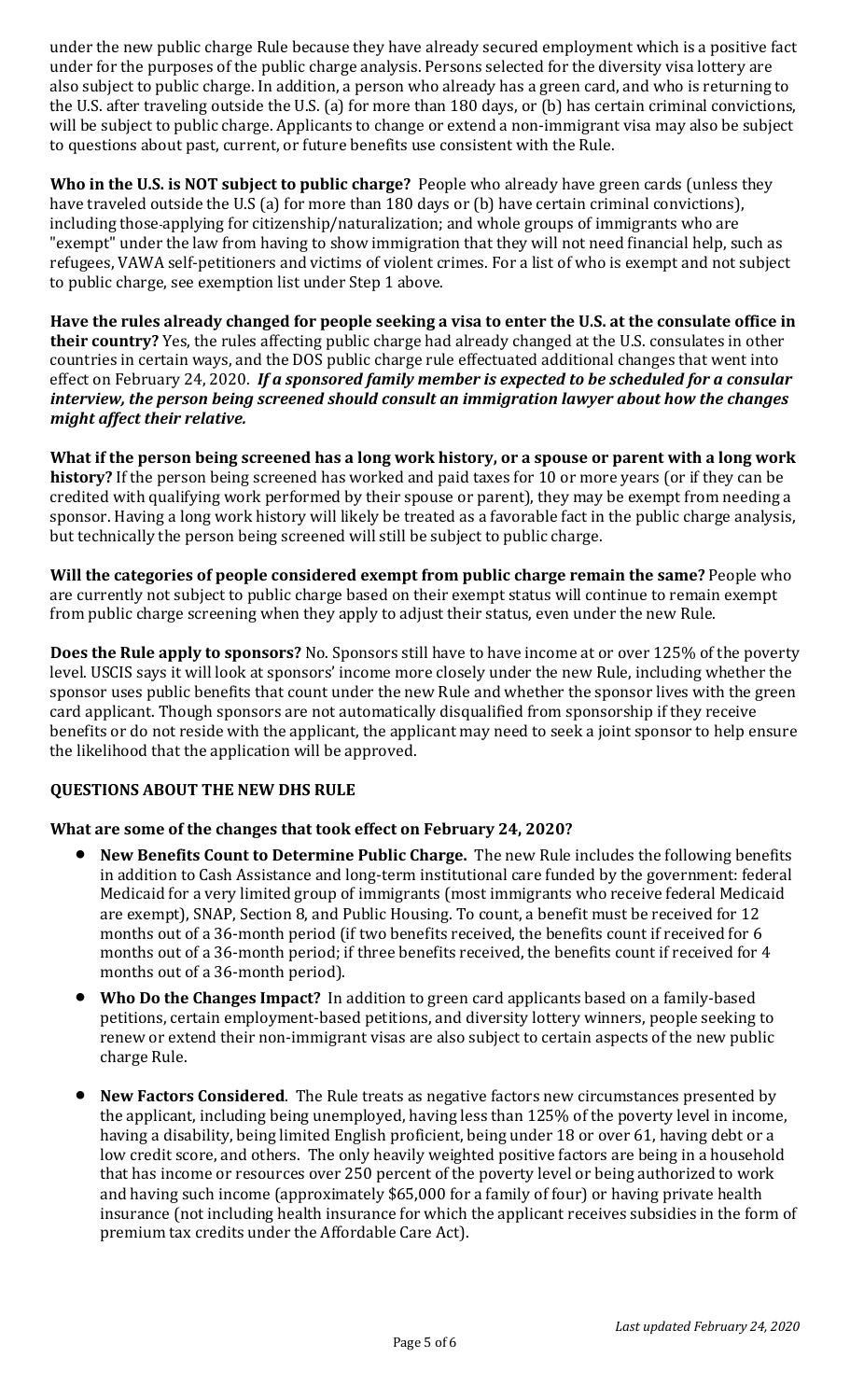under the new public charge Rule because they have already secured employment which is a positive fact under for the purposes of the public charge analysis. Persons selected for the diversity visa lottery are also subject to public charge. In addition, a person who already has a green card, and who is returning to the U.S. after traveling outside the U.S. (a) for more than 180 days, or (b) has certain criminal convictions, will be subject to public charge. Applicants to change or extend a non-immigrant visa may also be subject to questions about past, current, or future benefits use consistent with the Rule.

**Who in the U.S. is NOT subject to public charge?** People who already have green cards (unless they have traveled outside the U.S (a) for more than 180 days or (b) have certain criminal convictions), including those applying for citizenship/naturalization; and whole groups of immigrants who are "exempt" under the law from having to show immigration that they will not need financial help, such as refugees, VAWA self-petitioners and victims of violent crimes. For a list of who is exempt and not subject to public charge, see exemption list under Step 1 above.

**Have the rules already changed for people seeking a visa to enter the U.S. at the consulate office in their country?** Yes, the rules affecting public charge had already changed at the U.S. consulates in other countries in certain ways, and the DOS public charge rule effectuated additional changes that went into effect on February 24, 2020. ***If a sponsored family member is expected to be scheduled for a consular interview, the person being screened should consult an immigration lawyer about how the changes might affect their relative.***

**What if the person being screened has a long work history, or a spouse or parent with a long work history?** If the person being screened has worked and paid taxes for 10 or more years (or if they can be credited with qualifying work performed by their spouse or parent), they may be exempt from needing a sponsor. Having a long work history will likely be treated as a favorable fact in the public charge analysis, but technically the person being screened will still be subject to public charge.

**Will the categories of people considered exempt from public charge remain the same?** People who are currently not subject to public charge based on their exempt status will continue to remain exempt from public charge screening when they apply to adjust their status, even under the new Rule.

**Does the Rule apply to sponsors?** No. Sponsors still have to have income at or over 125% of the poverty level. USCIS says it will look at sponsors' income more closely under the new Rule, including whether the sponsor uses public benefits that count under the new Rule and whether the sponsor lives with the green card applicant. Though sponsors are not automatically disqualified from sponsorship if they receive benefits or do not reside with the applicant, the applicant may need to seek a joint sponsor to help ensure the likelihood that the application will be approved.

## QUESTIONS ABOUT THE NEW DHS RULE

### What are some of the changes that took effect on February 24, 2020?

- **New Benefits Count to Determine Public Charge.** The new Rule includes the following benefits in addition to Cash Assistance and long-term institutional care funded by the government: federal Medicaid for a very limited group of immigrants (most immigrants who receive federal Medicaid are exempt), SNAP, Section 8, and Public Housing. To count, a benefit must be received for 12 months out of a 36-month period (if two benefits received, the benefits count if received for 6 months out of a 36-month period; if three benefits received, the benefits count if received for 4 months out of a 36-month period).
- **Who Do the Changes Impact?** In addition to green card applicants based on a family-based petitions, certain employment-based petitions, and diversity lottery winners, people seeking to renew or extend their non-immigrant visas are also subject to certain aspects of the new public charge Rule.
- **New Factors Considered**. The Rule treats as negative factors new circumstances presented by the applicant, including being unemployed, having less than 125% of the poverty level in income, having a disability, being limited English proficient, being under 18 or over 61, having debt or a low credit score, and others. The only heavily weighted positive factors are being in a household that has income or resources over 250 percent of the poverty level or being authorized to work and having such income (approximately $65,000 for a family of four) or having private health insurance (not including health insurance for which the applicant receives subsidies in the form of premium tax credits under the Affordable Care Act).

*Last updated February 24, 2020*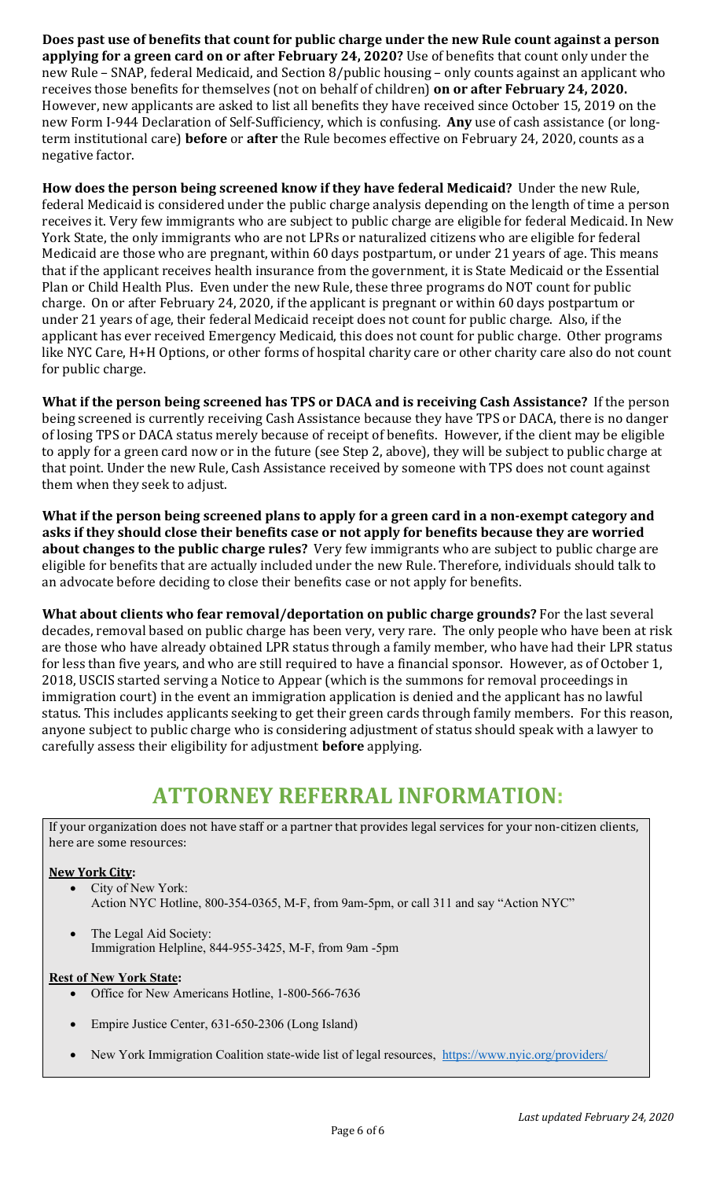**Does past use of benefits that count for public charge under the new Rule count against a person applying for a green card on or after February 24, 2020?** Use of benefits that count only under the new Rule – SNAP, federal Medicaid, and Section 8/public housing – only counts against an applicant who receives those benefits for themselves (not on behalf of children) **on or after February 24, 2020.** However, new applicants are asked to list all benefits they have received since October 15, 2019 on the new Form I-944 Declaration of Self-Sufficiency, which is confusing. **Any** use of cash assistance (or long-term institutional care) **before** or **after** the Rule becomes effective on February 24, 2020, counts as a negative factor.

**How does the person being screened know if they have federal Medicaid?** Under the new Rule, federal Medicaid is considered under the public charge analysis depending on the length of time a person receives it. Very few immigrants who are subject to public charge are eligible for federal Medicaid. In New York State, the only immigrants who are not LPRs or naturalized citizens who are eligible for federal Medicaid are those who are pregnant, within 60 days postpartum, or under 21 years of age. This means that if the applicant receives health insurance from the government, it is State Medicaid or the Essential Plan or Child Health Plus. Even under the new Rule, these three programs do NOT count for public charge. On or after February 24, 2020, if the applicant is pregnant or within 60 days postpartum or under 21 years of age, their federal Medicaid receipt does not count for public charge. Also, if the applicant has ever received Emergency Medicaid, this does not count for public charge. Other programs like NYC Care, H+H Options, or other forms of hospital charity care or other charity care also do not count for public charge.

**What if the person being screened has TPS or DACA and is receiving Cash Assistance?** If the person being screened is currently receiving Cash Assistance because they have TPS or DACA, there is no danger of losing TPS or DACA status merely because of receipt of benefits. However, if the client may be eligible to apply for a green card now or in the future (see Step 2, above), they will be subject to public charge at that point. Under the new Rule, Cash Assistance received by someone with TPS does not count against them when they seek to adjust.

**What if the person being screened plans to apply for a green card in a non-exempt category and asks if they should close their benefits case or not apply for benefits because they are worried about changes to the public charge rules?** Very few immigrants who are subject to public charge are eligible for benefits that are actually included under the new Rule. Therefore, individuals should talk to an advocate before deciding to close their benefits case or not apply for benefits.

**What about clients who fear removal/deportation on public charge grounds?** For the last several decades, removal based on public charge has been very, very rare. The only people who have been at risk are those who have already obtained LPR status through a family member, who have had their LPR status for less than five years, and who are still required to have a financial sponsor. However, as of October 1, 2018, USCIS started serving a Notice to Appear (which is the summons for removal proceedings in immigration court) in the event an immigration application is denied and the applicant has no lawful status. This includes applicants seeking to get their green cards through family members. For this reason, anyone subject to public charge who is considering adjustment of status should speak with a lawyer to carefully assess their eligibility for adjustment **before** applying.

# ATTORNEY REFERRAL INFORMATION:

If your organization does not have staff or a partner that provides legal services for your non-citizen clients, here are some resources:

**New York City:**

- City of New York:
  Action NYC Hotline, 800-354-0365, M-F, from 9am-5pm, or call 311 and say "Action NYC"
- The Legal Aid Society:
  Immigration Helpline, 844-955-3425, M-F, from 9am -5pm

**Rest of New York State:**

- Office for New Americans Hotline, 1-800-566-7636
- Empire Justice Center, 631-650-2306 (Long Island)
- New York Immigration Coalition state-wide list of legal resources, https://www.nyic.org/providers/

*Last updated February 24, 2020*